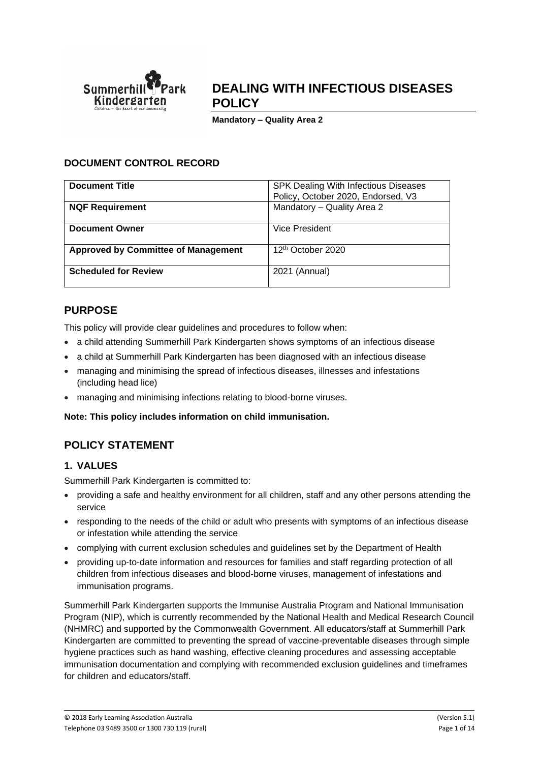# DEALING WITH INFECTIOUS DISEASES POLICY

**Mandatory – Quality Area 2**

## DOCUMENT CONTROL RECORD

| | |
|---|---|
| **Document Title** | SPK Dealing With Infectious Diseases Policy, October 2020, Endorsed, V3 |
| **NQF Requirement** | Mandatory – Quality Area 2 |
| **Document Owner** | Vice President |
| **Approved by Committee of Management** | 12th October 2020 |
| **Scheduled for Review** | 2021 (Annual) |

## PURPOSE

This policy will provide clear guidelines and procedures to follow when:

- a child attending Summerhill Park Kindergarten shows symptoms of an infectious disease
- a child at Summerhill Park Kindergarten has been diagnosed with an infectious disease
- managing and minimising the spread of infectious diseases, illnesses and infestations (including head lice)
- managing and minimising infections relating to blood-borne viruses.

**Note: This policy includes information on child immunisation.**

## POLICY STATEMENT

### 1. VALUES

Summerhill Park Kindergarten is committed to:

- providing a safe and healthy environment for all children, staff and any other persons attending the service
- responding to the needs of the child or adult who presents with symptoms of an infectious disease or infestation while attending the service
- complying with current exclusion schedules and guidelines set by the Department of Health
- providing up-to-date information and resources for families and staff regarding protection of all children from infectious diseases and blood-borne viruses, management of infestations and immunisation programs.

Summerhill Park Kindergarten supports the Immunise Australia Program and National Immunisation Program (NIP), which is currently recommended by the National Health and Medical Research Council (NHMRC) and supported by the Commonwealth Government. All educators/staff at Summerhill Park Kindergarten are committed to preventing the spread of vaccine-preventable diseases through simple hygiene practices such as hand washing, effective cleaning procedures and assessing acceptable immunisation documentation and complying with recommended exclusion guidelines and timeframes for children and educators/staff.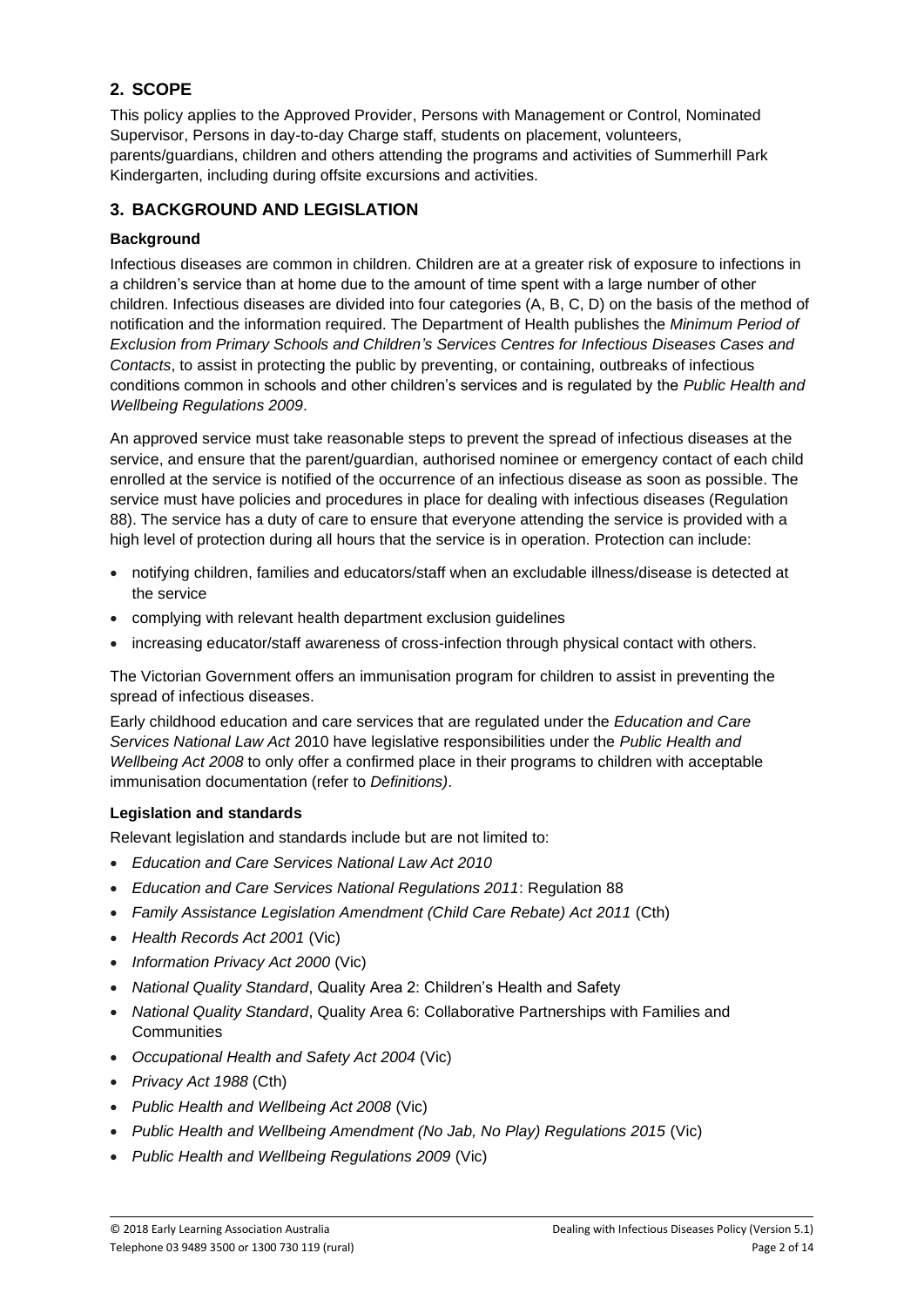## 2. SCOPE

This policy applies to the Approved Provider, Persons with Management or Control, Nominated Supervisor, Persons in day-to-day Charge staff, students on placement, volunteers, parents/guardians, children and others attending the programs and activities of Summerhill Park Kindergarten, including during offsite excursions and activities.

## 3. BACKGROUND AND LEGISLATION

### Background

Infectious diseases are common in children. Children are at a greater risk of exposure to infections in a children's service than at home due to the amount of time spent with a large number of other children. Infectious diseases are divided into four categories (A, B, C, D) on the basis of the method of notification and the information required. The Department of Health publishes the *Minimum Period of Exclusion from Primary Schools and Children's Services Centres for Infectious Diseases Cases and Contacts*, to assist in protecting the public by preventing, or containing, outbreaks of infectious conditions common in schools and other children's services and is regulated by the *Public Health and Wellbeing Regulations 2009*.

An approved service must take reasonable steps to prevent the spread of infectious diseases at the service, and ensure that the parent/guardian, authorised nominee or emergency contact of each child enrolled at the service is notified of the occurrence of an infectious disease as soon as possible. The service must have policies and procedures in place for dealing with infectious diseases (Regulation 88). The service has a duty of care to ensure that everyone attending the service is provided with a high level of protection during all hours that the service is in operation. Protection can include:

- notifying children, families and educators/staff when an excludable illness/disease is detected at the service
- complying with relevant health department exclusion guidelines
- increasing educator/staff awareness of cross-infection through physical contact with others.

The Victorian Government offers an immunisation program for children to assist in preventing the spread of infectious diseases.

Early childhood education and care services that are regulated under the *Education and Care Services National Law Act* 2010 have legislative responsibilities under the *Public Health and Wellbeing Act 2008* to only offer a confirmed place in their programs to children with acceptable immunisation documentation (refer to *Definitions)*.

### Legislation and standards

Relevant legislation and standards include but are not limited to:

- *Education and Care Services National Law Act 2010*
- *Education and Care Services National Regulations 2011*: Regulation 88
- *Family Assistance Legislation Amendment (Child Care Rebate) Act 2011* (Cth)
- *Health Records Act 2001* (Vic)
- *Information Privacy Act 2000* (Vic)
- *National Quality Standard*, Quality Area 2: Children's Health and Safety
- *National Quality Standard*, Quality Area 6: Collaborative Partnerships with Families and Communities
- *Occupational Health and Safety Act 2004* (Vic)
- *Privacy Act 1988* (Cth)
- *Public Health and Wellbeing Act 2008* (Vic)
- *Public Health and Wellbeing Amendment (No Jab, No Play) Regulations 2015* (Vic)
- *Public Health and Wellbeing Regulations 2009* (Vic)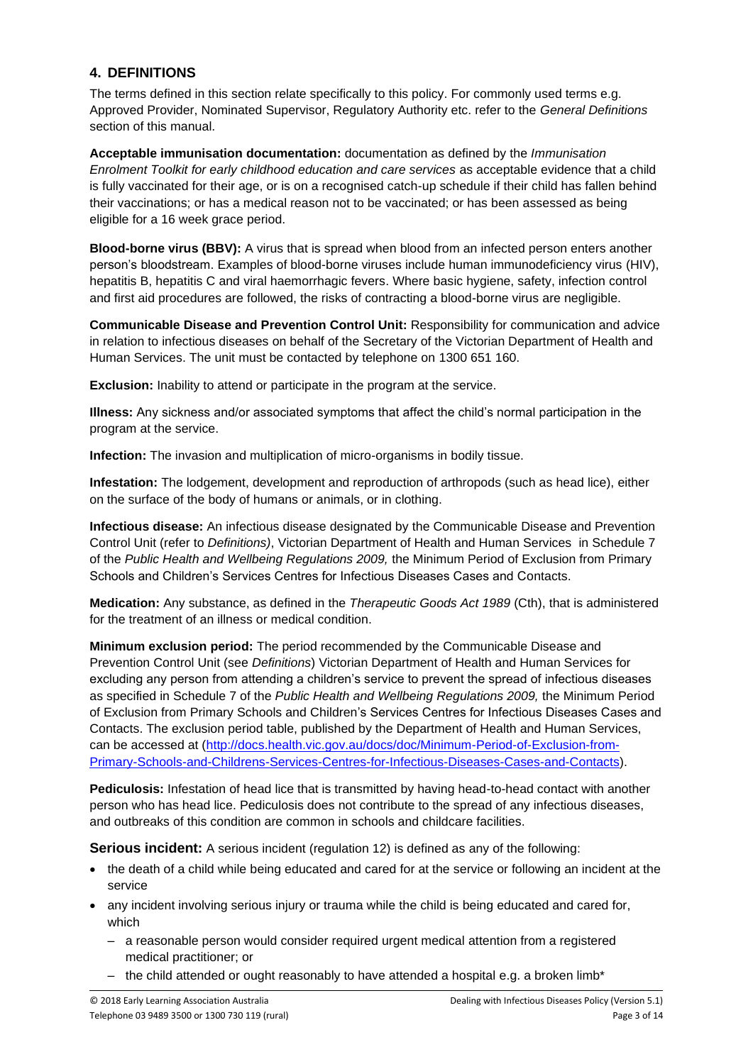## 4. DEFINITIONS

The terms defined in this section relate specifically to this policy. For commonly used terms e.g. Approved Provider, Nominated Supervisor, Regulatory Authority etc. refer to the *General Definitions* section of this manual.

**Acceptable immunisation documentation:** documentation as defined by the *Immunisation Enrolment Toolkit for early childhood education and care services* as acceptable evidence that a child is fully vaccinated for their age, or is on a recognised catch-up schedule if their child has fallen behind their vaccinations; or has a medical reason not to be vaccinated; or has been assessed as being eligible for a 16 week grace period.

**Blood-borne virus (BBV):** A virus that is spread when blood from an infected person enters another person's bloodstream. Examples of blood-borne viruses include human immunodeficiency virus (HIV), hepatitis B, hepatitis C and viral haemorrhagic fevers. Where basic hygiene, safety, infection control and first aid procedures are followed, the risks of contracting a blood-borne virus are negligible.

**Communicable Disease and Prevention Control Unit:** Responsibility for communication and advice in relation to infectious diseases on behalf of the Secretary of the Victorian Department of Health and Human Services. The unit must be contacted by telephone on 1300 651 160.

**Exclusion:** Inability to attend or participate in the program at the service.

**Illness:** Any sickness and/or associated symptoms that affect the child's normal participation in the program at the service.

**Infection:** The invasion and multiplication of micro-organisms in bodily tissue.

**Infestation:** The lodgement, development and reproduction of arthropods (such as head lice), either on the surface of the body of humans or animals, or in clothing.

**Infectious disease:** An infectious disease designated by the Communicable Disease and Prevention Control Unit (refer to *Definitions)*, Victorian Department of Health and Human Services in Schedule 7 of the *Public Health and Wellbeing Regulations 2009,* the Minimum Period of Exclusion from Primary Schools and Children's Services Centres for Infectious Diseases Cases and Contacts.

**Medication:** Any substance, as defined in the *Therapeutic Goods Act 1989* (Cth), that is administered for the treatment of an illness or medical condition.

**Minimum exclusion period:** The period recommended by the Communicable Disease and Prevention Control Unit (see *Definitions*) Victorian Department of Health and Human Services for excluding any person from attending a children's service to prevent the spread of infectious diseases as specified in Schedule 7 of the *Public Health and Wellbeing Regulations 2009,* the Minimum Period of Exclusion from Primary Schools and Children's Services Centres for Infectious Diseases Cases and Contacts. The exclusion period table, published by the Department of Health and Human Services, can be accessed at (http://docs.health.vic.gov.au/docs/doc/Minimum-Period-of-Exclusion-from-Primary-Schools-and-Childrens-Services-Centres-for-Infectious-Diseases-Cases-and-Contacts).

**Pediculosis:** Infestation of head lice that is transmitted by having head-to-head contact with another person who has head lice. Pediculosis does not contribute to the spread of any infectious diseases, and outbreaks of this condition are common in schools and childcare facilities.

**Serious incident:** A serious incident (regulation 12) is defined as any of the following:

- the death of a child while being educated and cared for at the service or following an incident at the service
- any incident involving serious injury or trauma while the child is being educated and cared for, which
  - a reasonable person would consider required urgent medical attention from a registered medical practitioner; or
  - the child attended or ought reasonably to have attended a hospital e.g. a broken limb*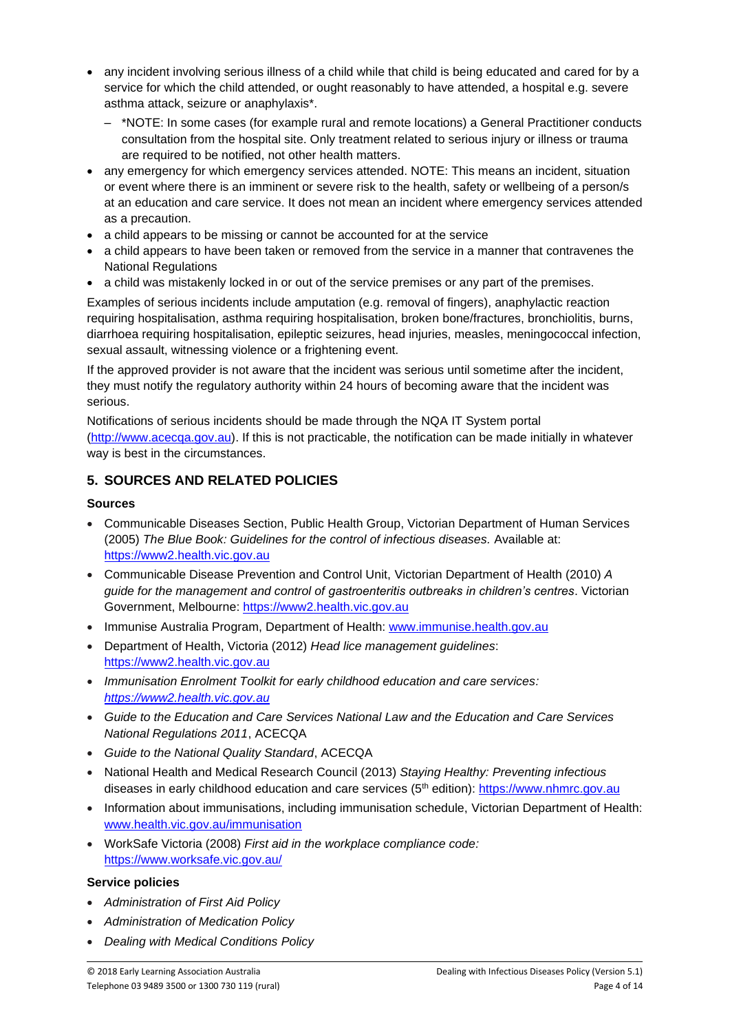- any incident involving serious illness of a child while that child is being educated and cared for by a service for which the child attended, or ought reasonably to have attended, a hospital e.g. severe asthma attack, seizure or anaphylaxis*.
  - *NOTE: In some cases (for example rural and remote locations) a General Practitioner conducts consultation from the hospital site. Only treatment related to serious injury or illness or trauma are required to be notified, not other health matters.
- any emergency for which emergency services attended. NOTE: This means an incident, situation or event where there is an imminent or severe risk to the health, safety or wellbeing of a person/s at an education and care service. It does not mean an incident where emergency services attended as a precaution.
- a child appears to be missing or cannot be accounted for at the service
- a child appears to have been taken or removed from the service in a manner that contravenes the National Regulations
- a child was mistakenly locked in or out of the service premises or any part of the premises.

Examples of serious incidents include amputation (e.g. removal of fingers), anaphylactic reaction requiring hospitalisation, asthma requiring hospitalisation, broken bone/fractures, bronchiolitis, burns, diarrhoea requiring hospitalisation, epileptic seizures, head injuries, measles, meningococcal infection, sexual assault, witnessing violence or a frightening event.

If the approved provider is not aware that the incident was serious until sometime after the incident, they must notify the regulatory authority within 24 hours of becoming aware that the incident was serious.

Notifications of serious incidents should be made through the NQA IT System portal (http://www.acecqa.gov.au). If this is not practicable, the notification can be made initially in whatever way is best in the circumstances.

## 5. SOURCES AND RELATED POLICIES

### Sources

- Communicable Diseases Section, Public Health Group, Victorian Department of Human Services (2005) *The Blue Book: Guidelines for the control of infectious diseases.* Available at: https://www2.health.vic.gov.au
- Communicable Disease Prevention and Control Unit, Victorian Department of Health (2010) *A guide for the management and control of gastroenteritis outbreaks in children's centres*. Victorian Government, Melbourne: https://www2.health.vic.gov.au
- Immunise Australia Program, Department of Health: www.immunise.health.gov.au
- Department of Health, Victoria (2012) *Head lice management guidelines*: https://www2.health.vic.gov.au
- *Immunisation Enrolment Toolkit for early childhood education and care services: https://www2.health.vic.gov.au*
- *Guide to the Education and Care Services National Law and the Education and Care Services National Regulations 2011*, ACECQA
- *Guide to the National Quality Standard*, ACECQA
- National Health and Medical Research Council (2013) *Staying Healthy: Preventing infectious* diseases in early childhood education and care services (5th edition): https://www.nhmrc.gov.au
- Information about immunisations, including immunisation schedule, Victorian Department of Health: www.health.vic.gov.au/immunisation
- WorkSafe Victoria (2008) *First aid in the workplace compliance code:* https://www.worksafe.vic.gov.au/

### Service policies

- *Administration of First Aid Policy*
- *Administration of Medication Policy*
- *Dealing with Medical Conditions Policy*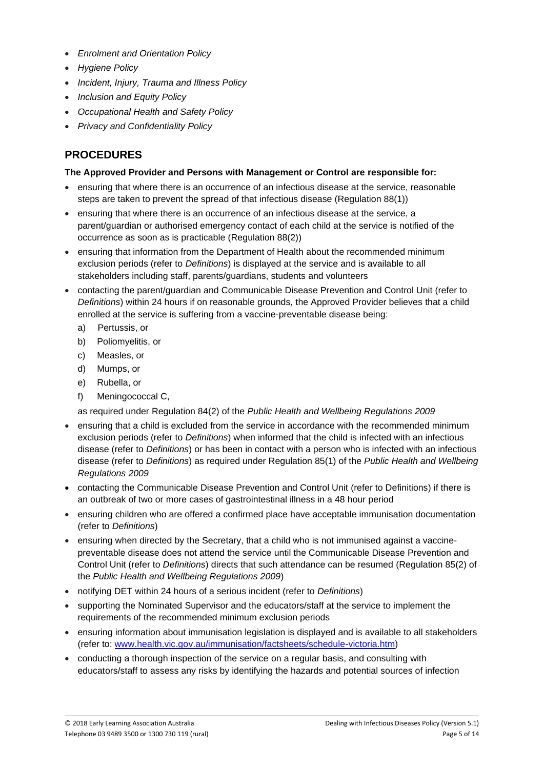- *Enrolment and Orientation Policy*
- *Hygiene Policy*
- *Incident, Injury, Trauma and Illness Policy*
- *Inclusion and Equity Policy*
- *Occupational Health and Safety Policy*
- *Privacy and Confidentiality Policy*

## PROCEDURES

**The Approved Provider and Persons with Management or Control are responsible for:**

- ensuring that where there is an occurrence of an infectious disease at the service, reasonable steps are taken to prevent the spread of that infectious disease (Regulation 88(1))
- ensuring that where there is an occurrence of an infectious disease at the service, a parent/guardian or authorised emergency contact of each child at the service is notified of the occurrence as soon as is practicable (Regulation 88(2))
- ensuring that information from the Department of Health about the recommended minimum exclusion periods (refer to *Definitions*) is displayed at the service and is available to all stakeholders including staff, parents/guardians, students and volunteers
- contacting the parent/guardian and Communicable Disease Prevention and Control Unit (refer to *Definitions*) within 24 hours if on reasonable grounds, the Approved Provider believes that a child enrolled at the service is suffering from a vaccine-preventable disease being:
  a) Pertussis, or
  b) Poliomyelitis, or
  c) Measles, or
  d) Mumps, or
  e) Rubella, or
  f) Meningococcal C,

  as required under Regulation 84(2) of the *Public Health and Wellbeing Regulations 2009*
- ensuring that a child is excluded from the service in accordance with the recommended minimum exclusion periods (refer to *Definitions*) when informed that the child is infected with an infectious disease (refer to *Definitions*) or has been in contact with a person who is infected with an infectious disease (refer to *Definitions*) as required under Regulation 85(1) of the *Public Health and Wellbeing Regulations 2009*
- contacting the Communicable Disease Prevention and Control Unit (refer to Definitions) if there is an outbreak of two or more cases of gastrointestinal illness in a 48 hour period
- ensuring children who are offered a confirmed place have acceptable immunisation documentation (refer to *Definitions*)
- ensuring when directed by the Secretary, that a child who is not immunised against a vaccine-preventable disease does not attend the service until the Communicable Disease Prevention and Control Unit (refer to *Definitions*) directs that such attendance can be resumed (Regulation 85(2) of the *Public Health and Wellbeing Regulations 2009*)
- notifying DET within 24 hours of a serious incident (refer to *Definitions*)
- supporting the Nominated Supervisor and the educators/staff at the service to implement the requirements of the recommended minimum exclusion periods
- ensuring information about immunisation legislation is displayed and is available to all stakeholders (refer to: [www.health.vic.gov.au/immunisation/factsheets/schedule-victoria.htm](www.health.vic.gov.au/immunisation/factsheets/schedule-victoria.htm))
- conducting a thorough inspection of the service on a regular basis, and consulting with educators/staff to assess any risks by identifying the hazards and potential sources of infection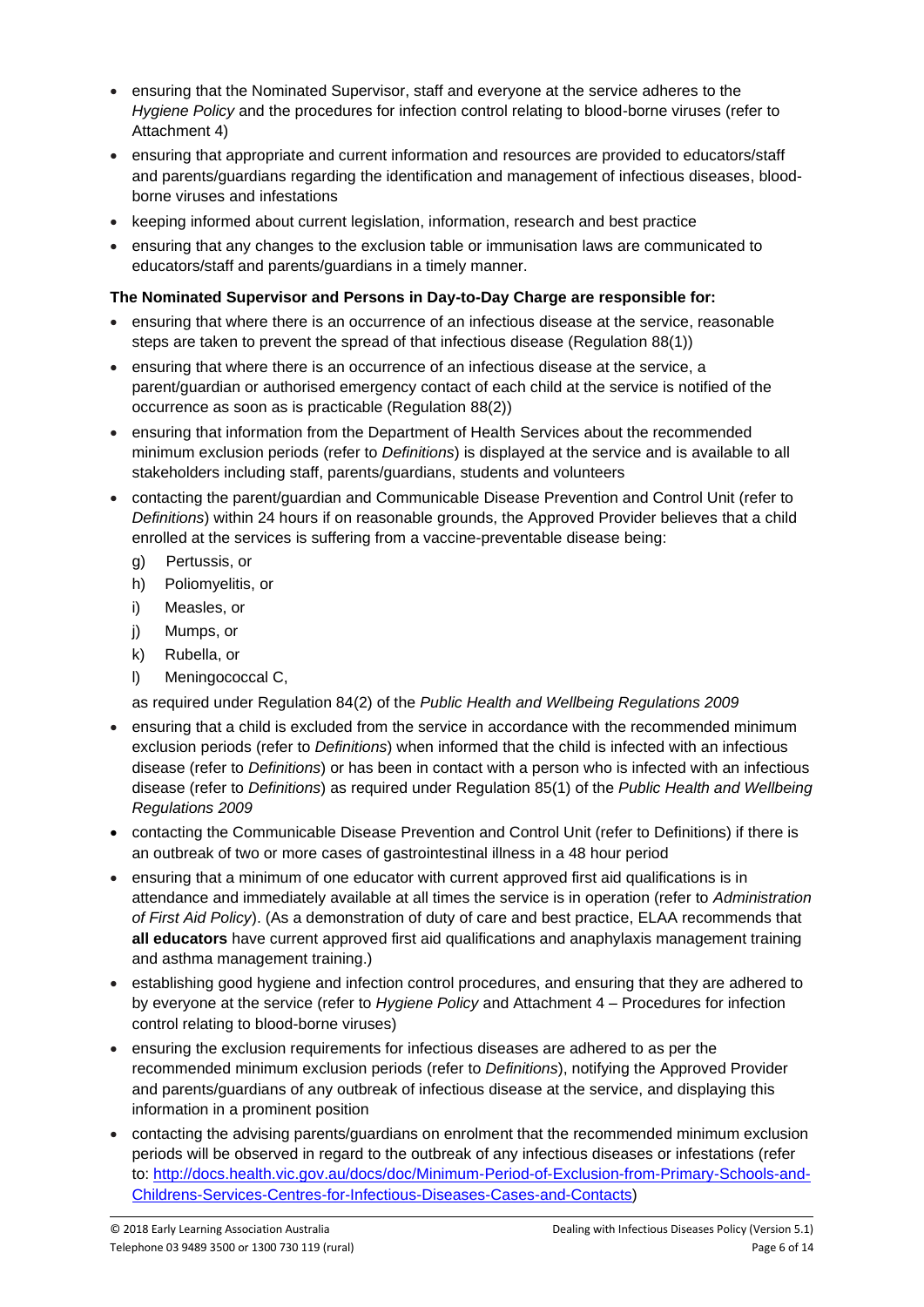- ensuring that the Nominated Supervisor, staff and everyone at the service adheres to the *Hygiene Policy* and the procedures for infection control relating to blood-borne viruses (refer to Attachment 4)
- ensuring that appropriate and current information and resources are provided to educators/staff and parents/guardians regarding the identification and management of infectious diseases, blood-borne viruses and infestations
- keeping informed about current legislation, information, research and best practice
- ensuring that any changes to the exclusion table or immunisation laws are communicated to educators/staff and parents/guardians in a timely manner.

**The Nominated Supervisor and Persons in Day-to-Day Charge are responsible for:**

- ensuring that where there is an occurrence of an infectious disease at the service, reasonable steps are taken to prevent the spread of that infectious disease (Regulation 88(1))
- ensuring that where there is an occurrence of an infectious disease at the service, a parent/guardian or authorised emergency contact of each child at the service is notified of the occurrence as soon as is practicable (Regulation 88(2))
- ensuring that information from the Department of Health Services about the recommended minimum exclusion periods (refer to *Definitions*) is displayed at the service and is available to all stakeholders including staff, parents/guardians, students and volunteers
- contacting the parent/guardian and Communicable Disease Prevention and Control Unit (refer to *Definitions*) within 24 hours if on reasonable grounds, the Approved Provider believes that a child enrolled at the services is suffering from a vaccine-preventable disease being:
  - g) Pertussis, or
  - h) Poliomyelitis, or
  - i) Measles, or
  - j) Mumps, or
  - k) Rubella, or
  - l) Meningococcal C,

  as required under Regulation 84(2) of the *Public Health and Wellbeing Regulations 2009*
- ensuring that a child is excluded from the service in accordance with the recommended minimum exclusion periods (refer to *Definitions*) when informed that the child is infected with an infectious disease (refer to *Definitions*) or has been in contact with a person who is infected with an infectious disease (refer to *Definitions*) as required under Regulation 85(1) of the *Public Health and Wellbeing Regulations 2009*
- contacting the Communicable Disease Prevention and Control Unit (refer to Definitions) if there is an outbreak of two or more cases of gastrointestinal illness in a 48 hour period
- ensuring that a minimum of one educator with current approved first aid qualifications is in attendance and immediately available at all times the service is in operation (refer to *Administration of First Aid Policy*). (As a demonstration of duty of care and best practice, ELAA recommends that **all educators** have current approved first aid qualifications and anaphylaxis management training and asthma management training.)
- establishing good hygiene and infection control procedures, and ensuring that they are adhered to by everyone at the service (refer to *Hygiene Policy* and Attachment 4 – Procedures for infection control relating to blood-borne viruses)
- ensuring the exclusion requirements for infectious diseases are adhered to as per the recommended minimum exclusion periods (refer to *Definitions*), notifying the Approved Provider and parents/guardians of any outbreak of infectious disease at the service, and displaying this information in a prominent position
- contacting the advising parents/guardians on enrolment that the recommended minimum exclusion periods will be observed in regard to the outbreak of any infectious diseases or infestations (refer to: [http://docs.health.vic.gov.au/docs/doc/Minimum-Period-of-Exclusion-from-Primary-Schools-and-Childrens-Services-Centres-for-Infectious-Diseases-Cases-and-Contacts](http://docs.health.vic.gov.au/docs/doc/Minimum-Period-of-Exclusion-from-Primary-Schools-and-Childrens-Services-Centres-for-Infectious-Diseases-Cases-and-Contacts))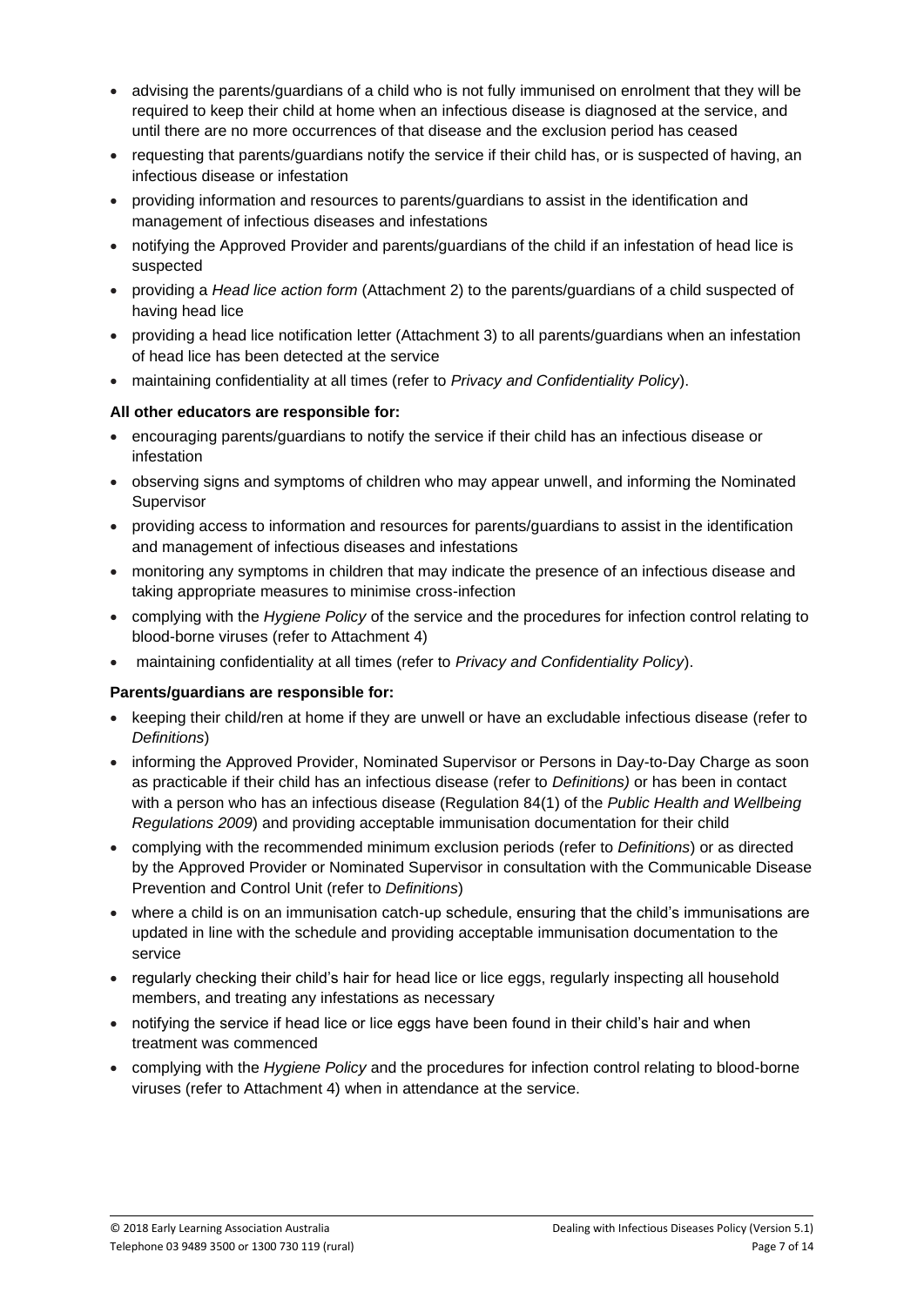- advising the parents/guardians of a child who is not fully immunised on enrolment that they will be required to keep their child at home when an infectious disease is diagnosed at the service, and until there are no more occurrences of that disease and the exclusion period has ceased
- requesting that parents/guardians notify the service if their child has, or is suspected of having, an infectious disease or infestation
- providing information and resources to parents/guardians to assist in the identification and management of infectious diseases and infestations
- notifying the Approved Provider and parents/guardians of the child if an infestation of head lice is suspected
- providing a *Head lice action form* (Attachment 2) to the parents/guardians of a child suspected of having head lice
- providing a head lice notification letter (Attachment 3) to all parents/guardians when an infestation of head lice has been detected at the service
- maintaining confidentiality at all times (refer to *Privacy and Confidentiality Policy*).

**All other educators are responsible for:**

- encouraging parents/guardians to notify the service if their child has an infectious disease or infestation
- observing signs and symptoms of children who may appear unwell, and informing the Nominated Supervisor
- providing access to information and resources for parents/guardians to assist in the identification and management of infectious diseases and infestations
- monitoring any symptoms in children that may indicate the presence of an infectious disease and taking appropriate measures to minimise cross-infection
- complying with the *Hygiene Policy* of the service and the procedures for infection control relating to blood-borne viruses (refer to Attachment 4)
- maintaining confidentiality at all times (refer to *Privacy and Confidentiality Policy*).

**Parents/guardians are responsible for:**

- keeping their child/ren at home if they are unwell or have an excludable infectious disease (refer to *Definitions*)
- informing the Approved Provider, Nominated Supervisor or Persons in Day-to-Day Charge as soon as practicable if their child has an infectious disease (refer to *Definitions)* or has been in contact with a person who has an infectious disease (Regulation 84(1) of the *Public Health and Wellbeing Regulations 2009*) and providing acceptable immunisation documentation for their child
- complying with the recommended minimum exclusion periods (refer to *Definitions*) or as directed by the Approved Provider or Nominated Supervisor in consultation with the Communicable Disease Prevention and Control Unit (refer to *Definitions*)
- where a child is on an immunisation catch-up schedule, ensuring that the child's immunisations are updated in line with the schedule and providing acceptable immunisation documentation to the service
- regularly checking their child's hair for head lice or lice eggs, regularly inspecting all household members, and treating any infestations as necessary
- notifying the service if head lice or lice eggs have been found in their child's hair and when treatment was commenced
- complying with the *Hygiene Policy* and the procedures for infection control relating to blood-borne viruses (refer to Attachment 4) when in attendance at the service.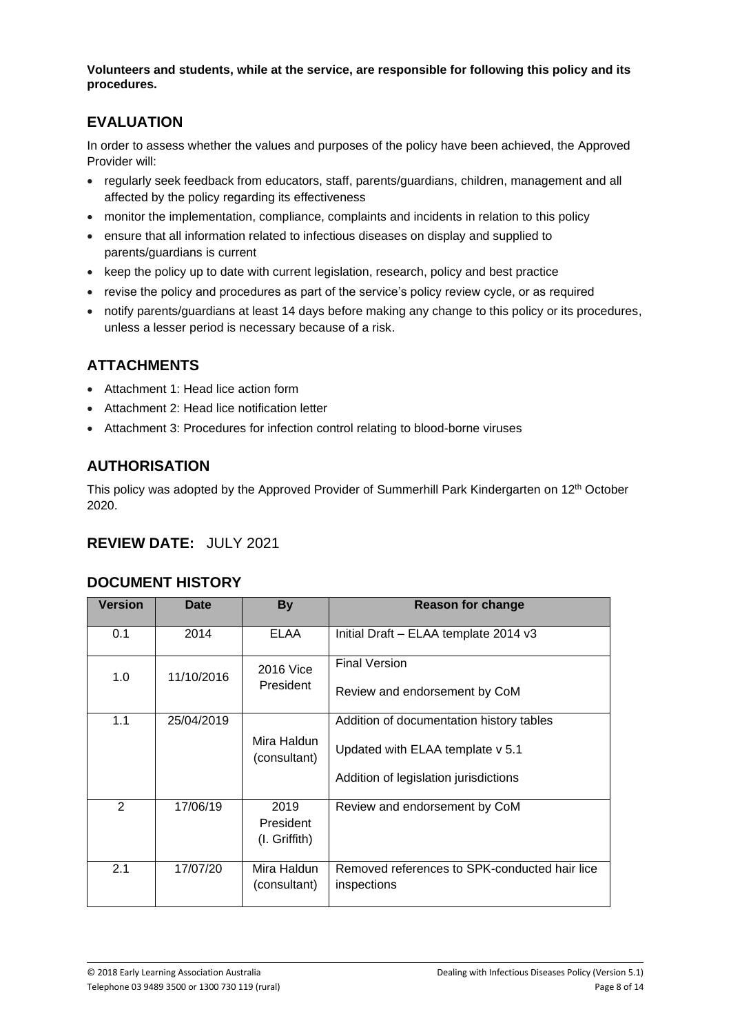**Volunteers and students, while at the service, are responsible for following this policy and its procedures.**

## EVALUATION

In order to assess whether the values and purposes of the policy have been achieved, the Approved Provider will:

- regularly seek feedback from educators, staff, parents/guardians, children, management and all affected by the policy regarding its effectiveness
- monitor the implementation, compliance, complaints and incidents in relation to this policy
- ensure that all information related to infectious diseases on display and supplied to parents/guardians is current
- keep the policy up to date with current legislation, research, policy and best practice
- revise the policy and procedures as part of the service's policy review cycle, or as required
- notify parents/guardians at least 14 days before making any change to this policy or its procedures, unless a lesser period is necessary because of a risk.

## ATTACHMENTS

- Attachment 1: Head lice action form
- Attachment 2: Head lice notification letter
- Attachment 3: Procedures for infection control relating to blood-borne viruses

## AUTHORISATION

This policy was adopted by the Approved Provider of Summerhill Park Kindergarten on 12th October 2020.

## REVIEW DATE: JULY 2021

## DOCUMENT HISTORY

| Version | Date | By | Reason for change |
|---|---|---|---|
| 0.1 | 2014 | ELAA | Initial Draft – ELAA template 2014 v3 |
| 1.0 | 11/10/2016 | 2016 Vice President | Final Version<br>Review and endorsement by CoM |
| 1.1 | 25/04/2019 | Mira Haldun (consultant) | Addition of documentation history tables<br>Updated with ELAA template v 5.1<br>Addition of legislation jurisdictions |
| 2 | 17/06/19 | 2019 President (I. Griffith) | Review and endorsement by CoM |
| 2.1 | 17/07/20 | Mira Haldun (consultant) | Removed references to SPK-conducted hair lice inspections |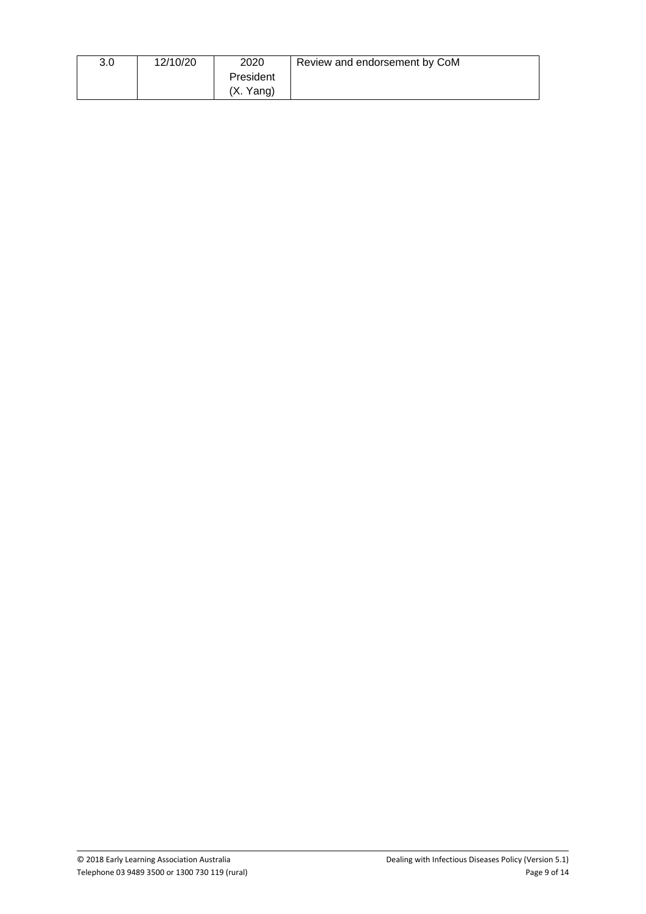| 3.0 | 12/10/20 | 2020 President (X. Yang) | Review and endorsement by CoM |
|---|---|---|---|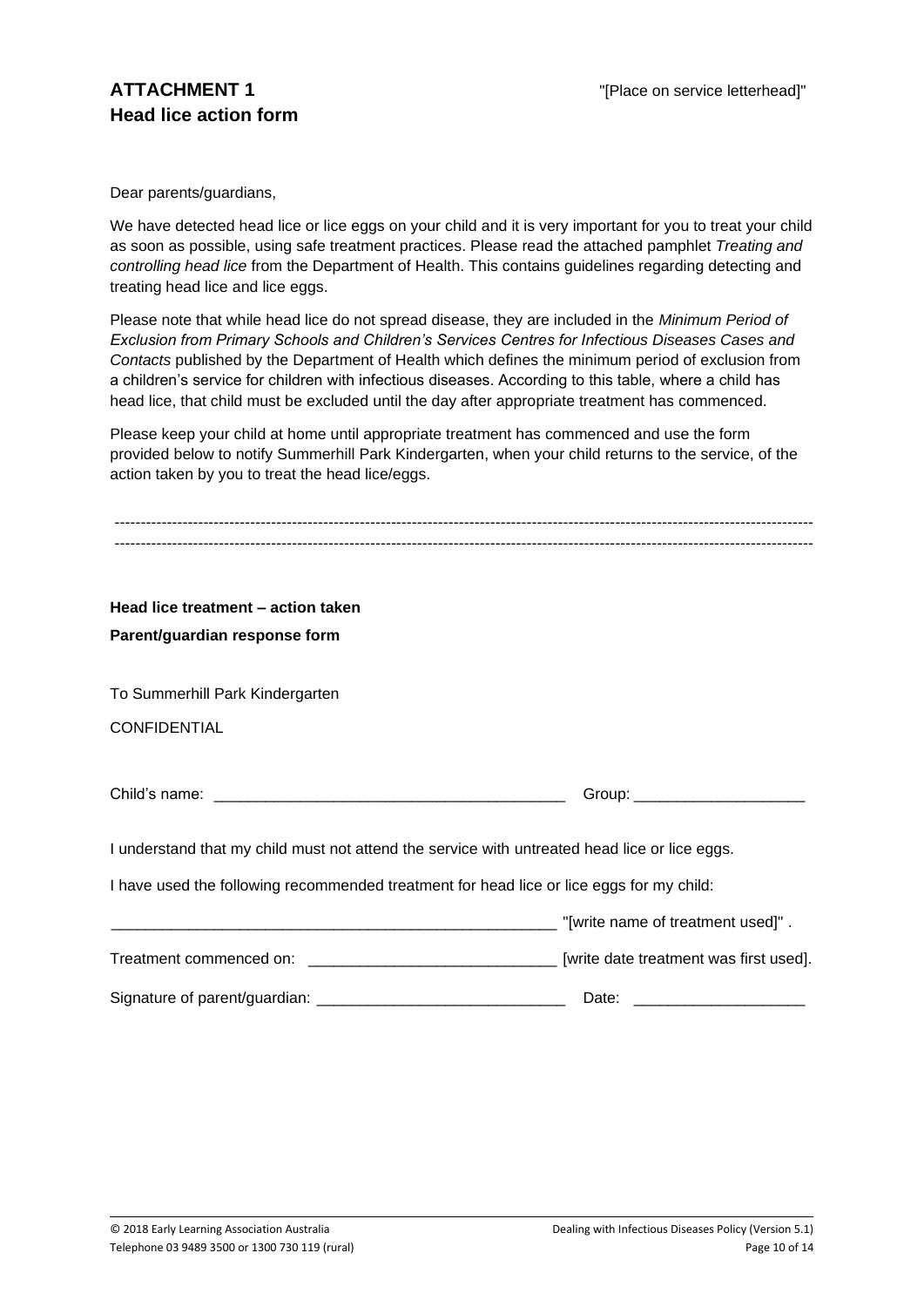# ATTACHMENT 1
## Head lice action form

"[Place on service letterhead]"

Dear parents/guardians,

We have detected head lice or lice eggs on your child and it is very important for you to treat your child as soon as possible, using safe treatment practices. Please read the attached pamphlet *Treating and controlling head lice* from the Department of Health. This contains guidelines regarding detecting and treating head lice and lice eggs.

Please note that while head lice do not spread disease, they are included in the *Minimum Period of Exclusion from Primary Schools and Children's Services Centres for Infectious Diseases Cases and Contacts* published by the Department of Health which defines the minimum period of exclusion from a children's service for children with infectious diseases. According to this table, where a child has head lice, that child must be excluded until the day after appropriate treatment has commenced.

Please keep your child at home until appropriate treatment has commenced and use the form provided below to notify Summerhill Park Kindergarten, when your child returns to the service, of the action taken by you to treat the head lice/eggs.

---

---

**Head lice treatment – action taken**

**Parent/guardian response form**

To Summerhill Park Kindergarten

CONFIDENTIAL

Child's name: _________________________________________ Group: ____________________

I understand that my child must not attend the service with untreated head lice or lice eggs.

I have used the following recommended treatment for head lice or lice eggs for my child:

______________________________________________________ "[write name of treatment used]" .

Treatment commenced on: _____________________________ [write date treatment was first used].

Signature of parent/guardian: _____________________________ Date: ____________________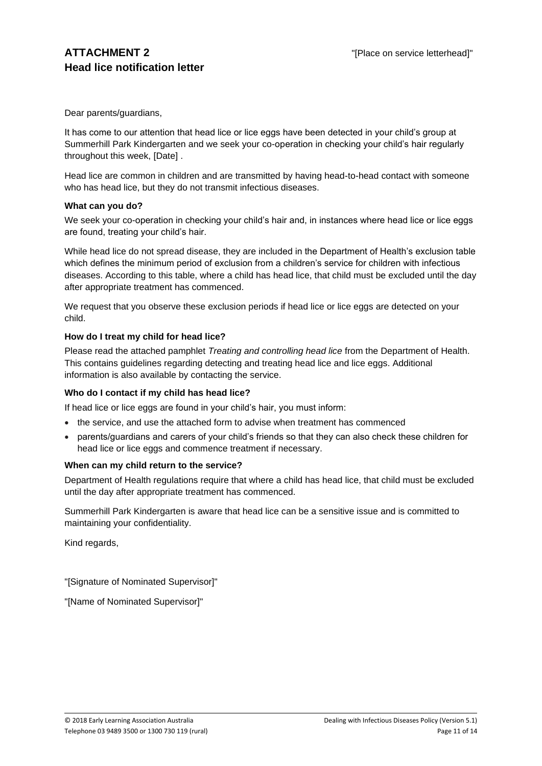# ATTACHMENT 2
# Head lice notification letter

"[Place on service letterhead]"

Dear parents/guardians,

It has come to our attention that head lice or lice eggs have been detected in your child's group at Summerhill Park Kindergarten and we seek your co-operation in checking your child's hair regularly throughout this week, [Date] .

Head lice are common in children and are transmitted by having head-to-head contact with someone who has head lice, but they do not transmit infectious diseases.

**What can you do?**

We seek your co-operation in checking your child's hair and, in instances where head lice or lice eggs are found, treating your child's hair.

While head lice do not spread disease, they are included in the Department of Health's exclusion table which defines the minimum period of exclusion from a children's service for children with infectious diseases. According to this table, where a child has head lice, that child must be excluded until the day after appropriate treatment has commenced.

We request that you observe these exclusion periods if head lice or lice eggs are detected on your child.

**How do I treat my child for head lice?**

Please read the attached pamphlet *Treating and controlling head lice* from the Department of Health. This contains guidelines regarding detecting and treating head lice and lice eggs. Additional information is also available by contacting the service.

**Who do I contact if my child has head lice?**

If head lice or lice eggs are found in your child's hair, you must inform:

- the service, and use the attached form to advise when treatment has commenced
- parents/guardians and carers of your child's friends so that they can also check these children for head lice or lice eggs and commence treatment if necessary.

**When can my child return to the service?**

Department of Health regulations require that where a child has head lice, that child must be excluded until the day after appropriate treatment has commenced.

Summerhill Park Kindergarten is aware that head lice can be a sensitive issue and is committed to maintaining your confidentiality.

Kind regards,

"[Signature of Nominated Supervisor]"

"[Name of Nominated Supervisor]"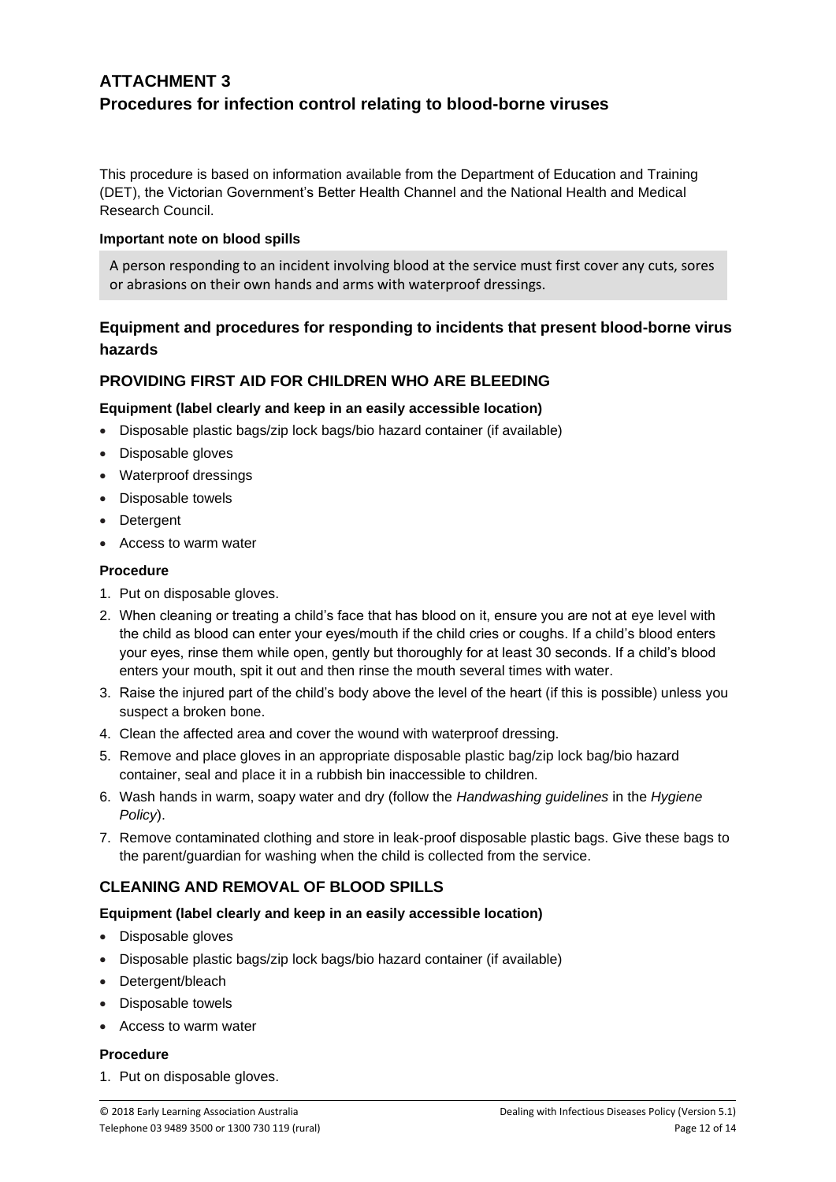# ATTACHMENT 3
# Procedures for infection control relating to blood-borne viruses

This procedure is based on information available from the Department of Education and Training (DET), the Victorian Government's Better Health Channel and the National Health and Medical Research Council.

**Important note on blood spills**

A person responding to an incident involving blood at the service must first cover any cuts, sores or abrasions on their own hands and arms with waterproof dressings.

## Equipment and procedures for responding to incidents that present blood-borne virus hazards

### PROVIDING FIRST AID FOR CHILDREN WHO ARE BLEEDING

**Equipment (label clearly and keep in an easily accessible location)**

- Disposable plastic bags/zip lock bags/bio hazard container (if available)
- Disposable gloves
- Waterproof dressings
- Disposable towels
- Detergent
- Access to warm water

**Procedure**

1. Put on disposable gloves.
2. When cleaning or treating a child's face that has blood on it, ensure you are not at eye level with the child as blood can enter your eyes/mouth if the child cries or coughs. If a child's blood enters your eyes, rinse them while open, gently but thoroughly for at least 30 seconds. If a child's blood enters your mouth, spit it out and then rinse the mouth several times with water.
3. Raise the injured part of the child's body above the level of the heart (if this is possible) unless you suspect a broken bone.
4. Clean the affected area and cover the wound with waterproof dressing.
5. Remove and place gloves in an appropriate disposable plastic bag/zip lock bag/bio hazard container, seal and place it in a rubbish bin inaccessible to children.
6. Wash hands in warm, soapy water and dry (follow the *Handwashing guidelines* in the *Hygiene Policy*).
7. Remove contaminated clothing and store in leak-proof disposable plastic bags. Give these bags to the parent/guardian for washing when the child is collected from the service.

### CLEANING AND REMOVAL OF BLOOD SPILLS

**Equipment (label clearly and keep in an easily accessible location)**

- Disposable gloves
- Disposable plastic bags/zip lock bags/bio hazard container (if available)
- Detergent/bleach
- Disposable towels
- Access to warm water

**Procedure**

1. Put on disposable gloves.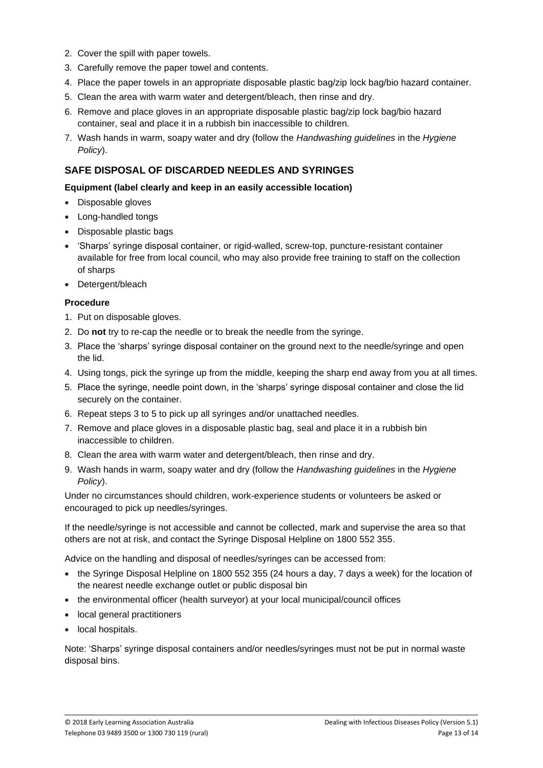2. Cover the spill with paper towels.
3. Carefully remove the paper towel and contents.
4. Place the paper towels in an appropriate disposable plastic bag/zip lock bag/bio hazard container.
5. Clean the area with warm water and detergent/bleach, then rinse and dry.
6. Remove and place gloves in an appropriate disposable plastic bag/zip lock bag/bio hazard container, seal and place it in a rubbish bin inaccessible to children.
7. Wash hands in warm, soapy water and dry (follow the *Handwashing guidelines* in the *Hygiene Policy*).

## SAFE DISPOSAL OF DISCARDED NEEDLES AND SYRINGES

**Equipment (label clearly and keep in an easily accessible location)**

- Disposable gloves
- Long-handled tongs
- Disposable plastic bags
- 'Sharps' syringe disposal container, or rigid-walled, screw-top, puncture-resistant container available for free from local council, who may also provide free training to staff on the collection of sharps
- Detergent/bleach

**Procedure**

1. Put on disposable gloves.
2. Do **not** try to re-cap the needle or to break the needle from the syringe.
3. Place the 'sharps' syringe disposal container on the ground next to the needle/syringe and open the lid.
4. Using tongs, pick the syringe up from the middle, keeping the sharp end away from you at all times.
5. Place the syringe, needle point down, in the 'sharps' syringe disposal container and close the lid securely on the container.
6. Repeat steps 3 to 5 to pick up all syringes and/or unattached needles.
7. Remove and place gloves in a disposable plastic bag, seal and place it in a rubbish bin inaccessible to children.
8. Clean the area with warm water and detergent/bleach, then rinse and dry.
9. Wash hands in warm, soapy water and dry (follow the *Handwashing guidelines* in the *Hygiene Policy*).

Under no circumstances should children, work-experience students or volunteers be asked or encouraged to pick up needles/syringes.

If the needle/syringe is not accessible and cannot be collected, mark and supervise the area so that others are not at risk, and contact the Syringe Disposal Helpline on 1800 552 355.

Advice on the handling and disposal of needles/syringes can be accessed from:

- the Syringe Disposal Helpline on 1800 552 355 (24 hours a day, 7 days a week) for the location of the nearest needle exchange outlet or public disposal bin
- the environmental officer (health surveyor) at your local municipal/council offices
- local general practitioners
- local hospitals.

Note: 'Sharps' syringe disposal containers and/or needles/syringes must not be put in normal waste disposal bins.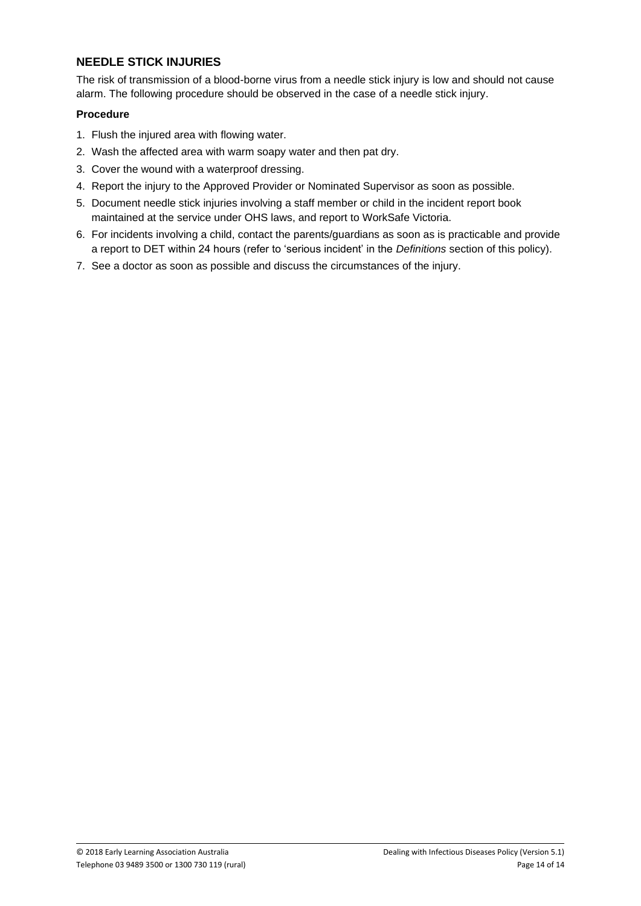## NEEDLE STICK INJURIES

The risk of transmission of a blood-borne virus from a needle stick injury is low and should not cause alarm. The following procedure should be observed in the case of a needle stick injury.

### Procedure

1. Flush the injured area with flowing water.
2. Wash the affected area with warm soapy water and then pat dry.
3. Cover the wound with a waterproof dressing.
4. Report the injury to the Approved Provider or Nominated Supervisor as soon as possible.
5. Document needle stick injuries involving a staff member or child in the incident report book maintained at the service under OHS laws, and report to WorkSafe Victoria.
6. For incidents involving a child, contact the parents/guardians as soon as is practicable and provide a report to DET within 24 hours (refer to 'serious incident' in the *Definitions* section of this policy).
7. See a doctor as soon as possible and discuss the circumstances of the injury.